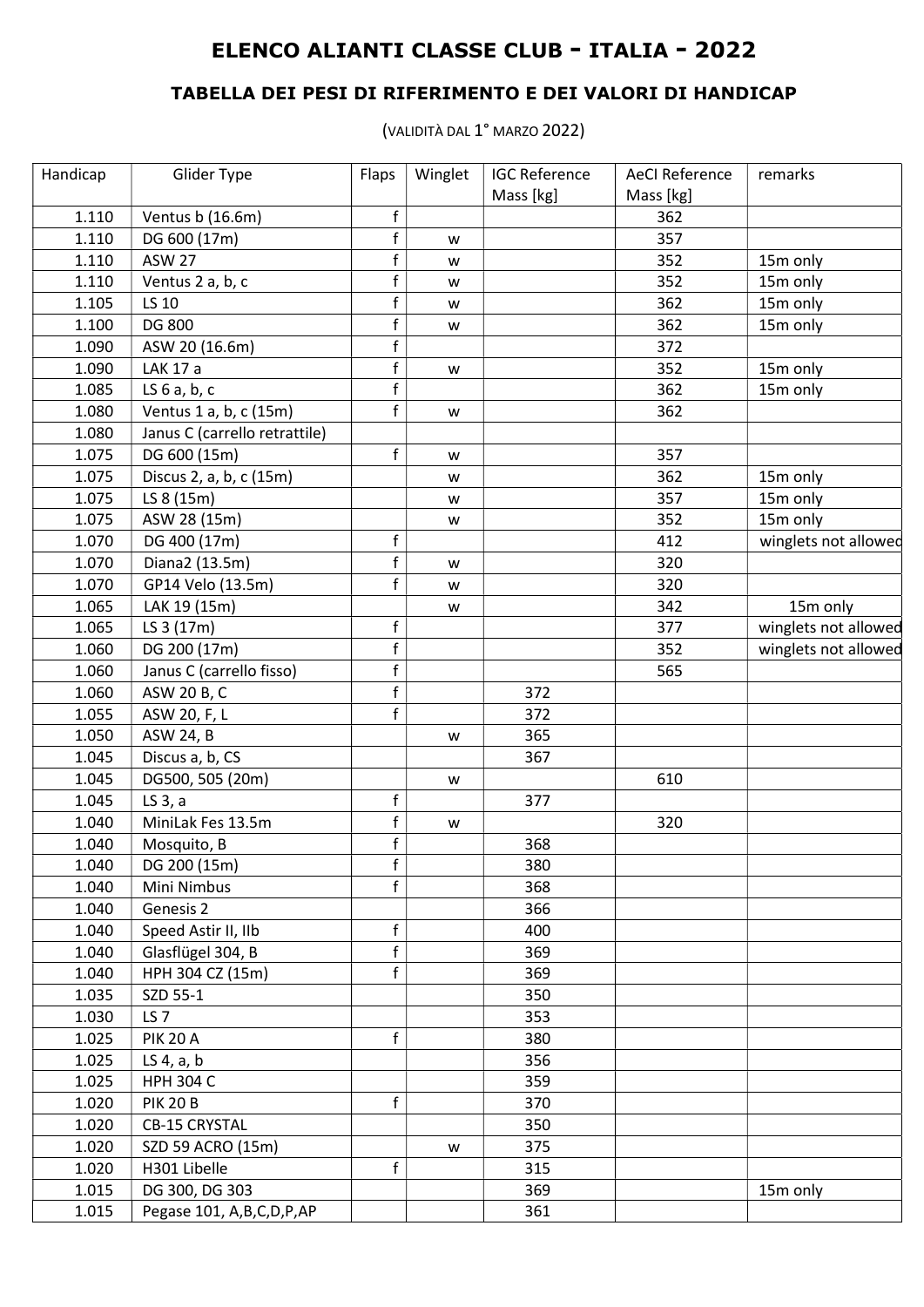# ELENCO ALIANTI CLASSE CLUB - ITALIA - 2022

## TABELLA DEI PESI DI RIFERIMENTO E DEI VALORI DI HANDICAP

(VALIDITÀ DAL 1° MARZO 2022)

| Handicap | Glider Type | Flaps | Winglet | IGC Reference Mass [kg] | AeCI Reference Mass [kg] | remarks |
|---|---|---|---|---|---|---|
| 1.110 | Ventus b (16.6m) | f | | | 362 | |
| 1.110 | DG 600 (17m) | f | w | | 357 | |
| 1.110 | ASW 27 | f | w | | 352 | 15m only |
| 1.110 | Ventus 2 a, b, c | f | w | | 352 | 15m only |
| 1.105 | LS 10 | f | w | | 362 | 15m only |
| 1.100 | DG 800 | f | w | | 362 | 15m only |
| 1.090 | ASW 20 (16.6m) | f | | | 372 | |
| 1.090 | LAK 17 a | f | w | | 352 | 15m only |
| 1.085 | LS 6 a, b, c | f | | | 362 | 15m only |
| 1.080 | Ventus 1 a, b, c (15m) | f | w | | 362 | |
| 1.080 | Janus C (carrello retrattile) | | | | | |
| 1.075 | DG 600 (15m) | f | w | | 357 | |
| 1.075 | Discus 2, a, b, c (15m) | | w | | 362 | 15m only |
| 1.075 | LS 8 (15m) | | w | | 357 | 15m only |
| 1.075 | ASW 28 (15m) | | w | | 352 | 15m only |
| 1.070 | DG 400 (17m) | f | | | 412 | winglets not allowed |
| 1.070 | Diana2 (13.5m) | f | w | | 320 | |
| 1.070 | GP14 Velo (13.5m) | f | w | | 320 | |
| 1.065 | LAK 19 (15m) | | w | | 342 | 15m only |
| 1.065 | LS 3 (17m) | f | | | 377 | winglets not allowed |
| 1.060 | DG 200 (17m) | f | | | 352 | winglets not allowed |
| 1.060 | Janus C (carrello fisso) | f | | | 565 | |
| 1.060 | ASW 20 B, C | f | | 372 | | |
| 1.055 | ASW 20, F, L | f | | 372 | | |
| 1.050 | ASW 24, B | | w | 365 | | |
| 1.045 | Discus a, b, CS | | | 367 | | |
| 1.045 | DG500, 505 (20m) | | w | | 610 | |
| 1.045 | LS 3, a | f | | 377 | | |
| 1.040 | MiniLak Fes 13.5m | f | w | | 320 | |
| 1.040 | Mosquito, B | f | | 368 | | |
| 1.040 | DG 200 (15m) | f | | 380 | | |
| 1.040 | Mini Nimbus | f | | 368 | | |
| 1.040 | Genesis 2 | | | 366 | | |
| 1.040 | Speed Astir II, IIb | f | | 400 | | |
| 1.040 | Glasflügel 304, B | f | | 369 | | |
| 1.040 | HPH 304 CZ (15m) | f | | 369 | | |
| 1.035 | SZD 55-1 | | | 350 | | |
| 1.030 | LS 7 | | | 353 | | |
| 1.025 | PIK 20 A | f | | 380 | | |
| 1.025 | LS 4, a, b | | | 356 | | |
| 1.025 | HPH 304 C | | | 359 | | |
| 1.020 | PIK 20 B | f | | 370 | | |
| 1.020 | CB-15 CRYSTAL | | | 350 | | |
| 1.020 | SZD 59 ACRO (15m) | | w | 375 | | |
| 1.020 | H301 Libelle | f | | 315 | | |
| 1.015 | DG 300, DG 303 | | | 369 | | 15m only |
| 1.015 | Pegase 101, A,B,C,D,P,AP | | | 361 | | |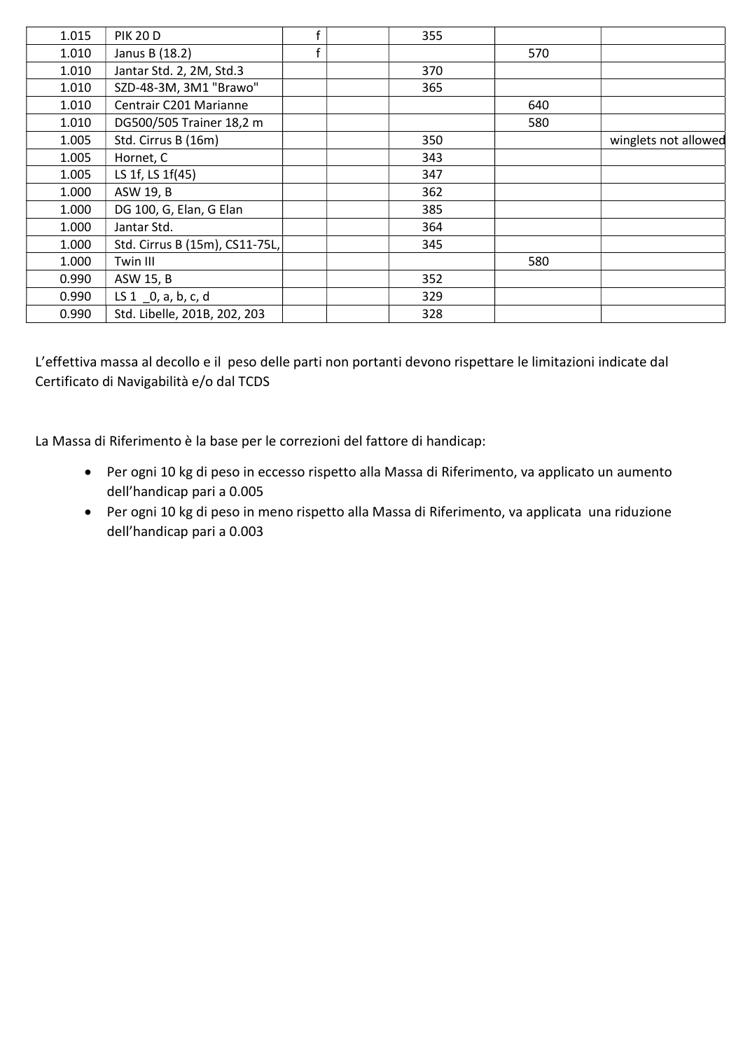| | | | | | | |
|---|---|---|---|---|---|---|
| 1.015 | PIK 20 D | f | | 355 | | |
| 1.010 | Janus B (18.2) | f | | | 570 | |
| 1.010 | Jantar Std. 2, 2M, Std.3 | | | 370 | | |
| 1.010 | SZD-48-3M, 3M1 "Brawo" | | | 365 | | |
| 1.010 | Centrair C201 Marianne | | | | 640 | |
| 1.010 | DG500/505 Trainer 18,2 m | | | | 580 | |
| 1.005 | Std. Cirrus B (16m) | | | 350 | | winglets not allowed |
| 1.005 | Hornet, C | | | 343 | | |
| 1.005 | LS 1f, LS 1f(45) | | | 347 | | |
| 1.000 | ASW 19, B | | | 362 | | |
| 1.000 | DG 100, G, Elan, G Elan | | | 385 | | |
| 1.000 | Jantar Std. | | | 364 | | |
| 1.000 | Std. Cirrus B (15m), CS11-75L, | | | 345 | | |
| 1.000 | Twin III | | | | 580 | |
| 0.990 | ASW 15, B | | | 352 | | |
| 0.990 | LS 1 _0, a, b, c, d | | | 329 | | |
| 0.990 | Std. Libelle, 201B, 202, 203 | | | 328 | | |

L'effettiva massa al decollo e il peso delle parti non portanti devono rispettare le limitazioni indicate dal Certificato di Navigabilità e/o dal TCDS

La Massa di Riferimento è la base per le correzioni del fattore di handicap:

- Per ogni 10 kg di peso in eccesso rispetto alla Massa di Riferimento, va applicato un aumento dell'handicap pari a 0.005
- Per ogni 10 kg di peso in meno rispetto alla Massa di Riferimento, va applicata una riduzione dell'handicap pari a 0.003